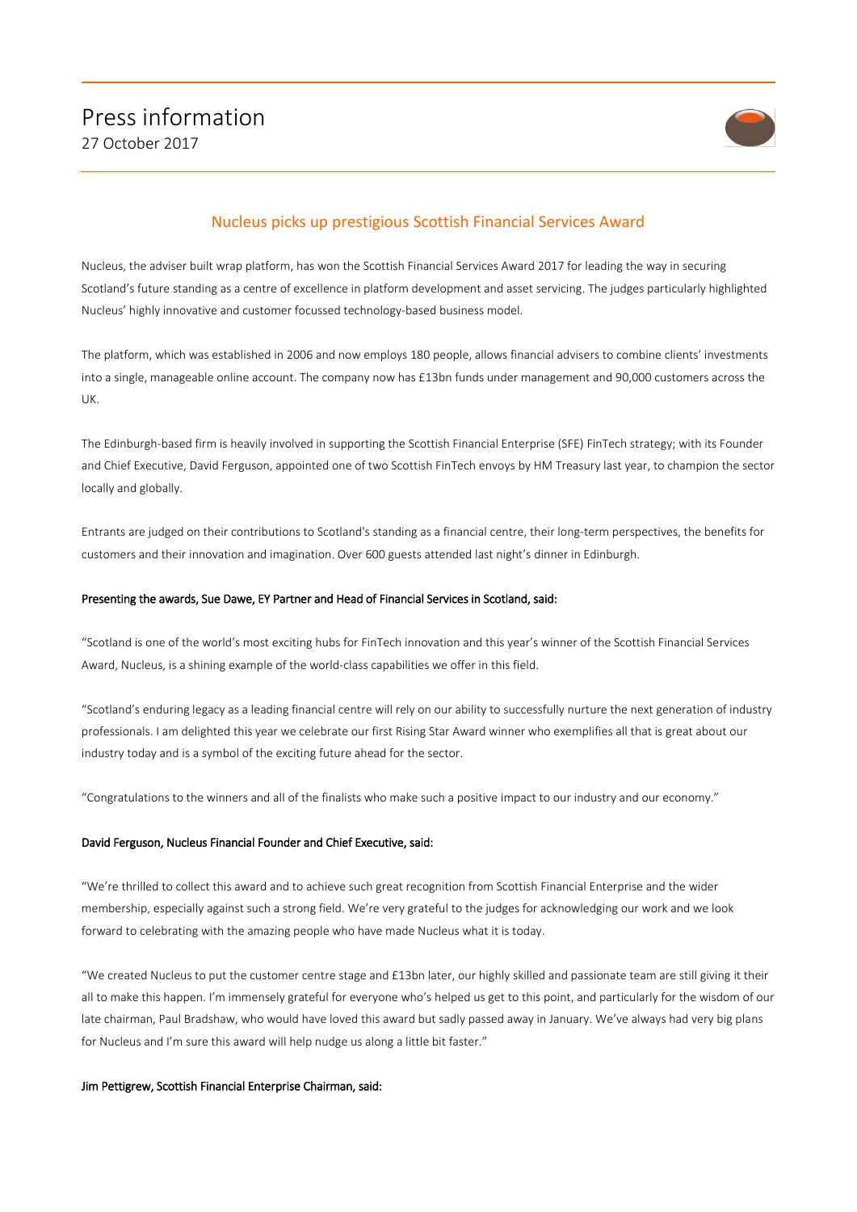# Press information

27 October 2017

## Nucleus picks up prestigious Scottish Financial Services Award

Nucleus, the adviser built wrap platform, has won the Scottish Financial Services Award 2017 for leading the way in securing Scotland's future standing as a centre of excellence in platform development and asset servicing. The judges particularly highlighted Nucleus' highly innovative and customer focussed technology-based business model.

The platform, which was established in 2006 and now employs 180 people, allows financial advisers to combine clients' investments into a single, manageable online account. The company now has £13bn funds under management and 90,000 customers across the UK.

The Edinburgh-based firm is heavily involved in supporting the Scottish Financial Enterprise (SFE) FinTech strategy; with its Founder and Chief Executive, David Ferguson, appointed one of two Scottish FinTech envoys by HM Treasury last year, to champion the sector locally and globally.

Entrants are judged on their contributions to Scotland's standing as a financial centre, their long-term perspectives, the benefits for customers and their innovation and imagination. Over 600 guests attended last night's dinner in Edinburgh.

**Presenting the awards, Sue Dawe, EY Partner and Head of Financial Services in Scotland, said:**

"Scotland is one of the world's most exciting hubs for FinTech innovation and this year's winner of the Scottish Financial Services Award, Nucleus, is a shining example of the world-class capabilities we offer in this field.

"Scotland's enduring legacy as a leading financial centre will rely on our ability to successfully nurture the next generation of industry professionals. I am delighted this year we celebrate our first Rising Star Award winner who exemplifies all that is great about our industry today and is a symbol of the exciting future ahead for the sector.

"Congratulations to the winners and all of the finalists who make such a positive impact to our industry and our economy."

**David Ferguson, Nucleus Financial Founder and Chief Executive, said:**

"We're thrilled to collect this award and to achieve such great recognition from Scottish Financial Enterprise and the wider membership, especially against such a strong field. We're very grateful to the judges for acknowledging our work and we look forward to celebrating with the amazing people who have made Nucleus what it is today.

"We created Nucleus to put the customer centre stage and £13bn later, our highly skilled and passionate team are still giving it their all to make this happen. I'm immensely grateful for everyone who's helped us get to this point, and particularly for the wisdom of our late chairman, Paul Bradshaw, who would have loved this award but sadly passed away in January. We've always had very big plans for Nucleus and I'm sure this award will help nudge us along a little bit faster."

**Jim Pettigrew, Scottish Financial Enterprise Chairman, said:**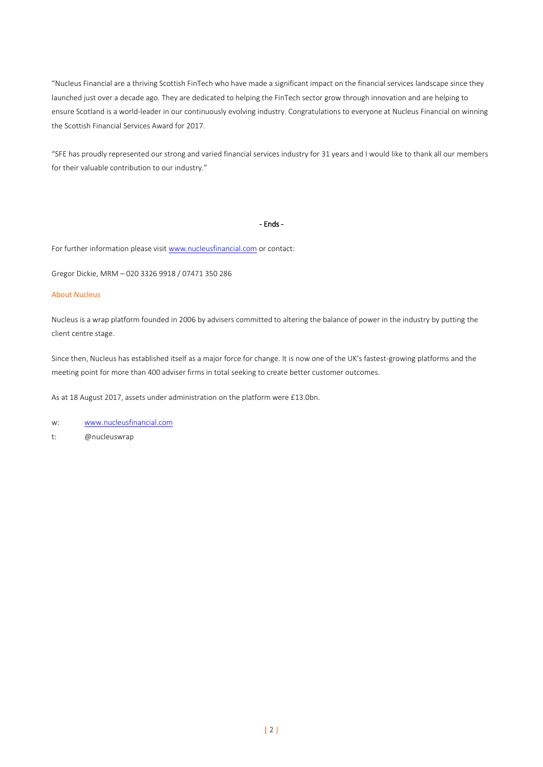"Nucleus Financial are a thriving Scottish FinTech who have made a significant impact on the financial services landscape since they launched just over a decade ago. They are dedicated to helping the FinTech sector grow through innovation and are helping to ensure Scotland is a world-leader in our continuously evolving industry. Congratulations to everyone at Nucleus Financial on winning the Scottish Financial Services Award for 2017.

"SFE has proudly represented our strong and varied financial services industry for 31 years and I would like to thank all our members for their valuable contribution to our industry."

- Ends -

For further information please visit [www.nucleusfinancial.com](www.nucleusfinancial.com) or contact:

Gregor Dickie, MRM – 020 3326 9918 / 07471 350 286

## About Nucleus

Nucleus is a wrap platform founded in 2006 by advisers committed to altering the balance of power in the industry by putting the client centre stage.

Since then, Nucleus has established itself as a major force for change. It is now one of the UK's fastest-growing platforms and the meeting point for more than 400 adviser firms in total seeking to create better customer outcomes.

As at 18 August 2017, assets under administration on the platform were £13.0bn.

w: [www.nucleusfinancial.com](www.nucleusfinancial.com)

t: @nucleuswrap